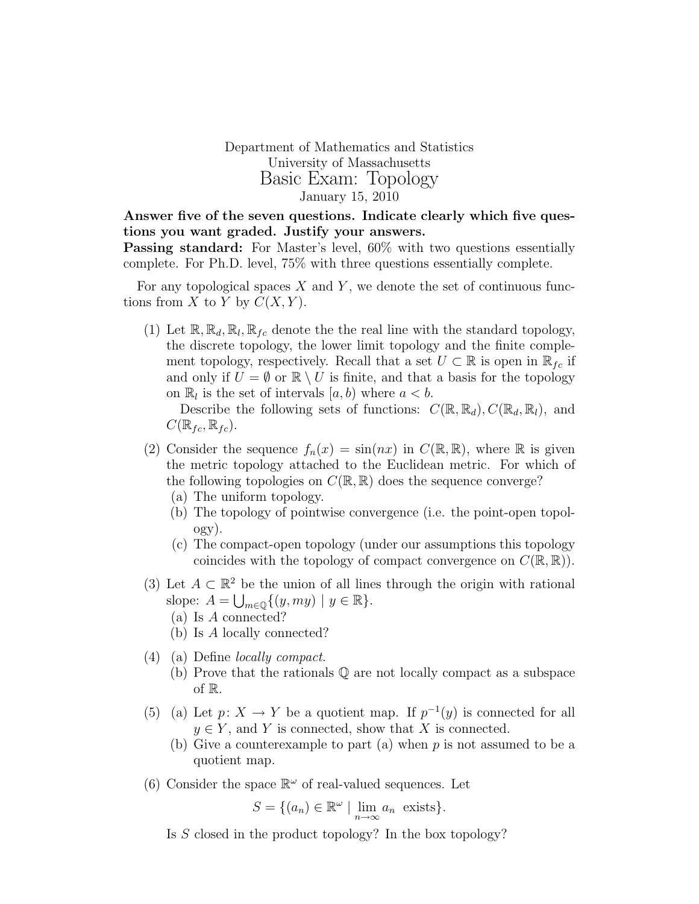Department of Mathematics and Statistics
University of Massachusetts

# Basic Exam: Topology

January 15, 2010

**Answer five of the seven questions. Indicate clearly which five questions you want graded. Justify your answers.**

**Passing standard:** For Master's level, 60% with two questions essentially complete. For Ph.D. level, 75% with three questions essentially complete.

For any topological spaces $X$ and $Y$, we denote the set of continuous functions from $X$ to $Y$ by $C(X, Y)$.

(1) Let $\mathbb{R}, \mathbb{R}_d, \mathbb{R}_l, \mathbb{R}_{fc}$ denote the the real line with the standard topology, the discrete topology, the lower limit topology and the finite complement topology, respectively. Recall that a set $U \subset \mathbb{R}$ is open in $\mathbb{R}_{fc}$ if and only if $U = \emptyset$ or $\mathbb{R} \setminus U$ is finite, and that a basis for the topology on $\mathbb{R}_l$ is the set of intervals $[a, b)$ where $a < b$.

Describe the following sets of functions: $C(\mathbb{R}, \mathbb{R}_d), C(\mathbb{R}_d, \mathbb{R}_l)$, and $C(\mathbb{R}_{fc}, \mathbb{R}_{fc})$.

(2) Consider the sequence $f_n(x) = \sin(nx)$ in $C(\mathbb{R}, \mathbb{R})$, where $\mathbb{R}$ is given the metric topology attached to the Euclidean metric. For which of the following topologies on $C(\mathbb{R}, \mathbb{R})$ does the sequence converge?

- (a) The uniform topology.
- (b) The topology of pointwise convergence (i.e. the point-open topology).
- (c) The compact-open topology (under our assumptions this topology coincides with the topology of compact convergence on $C(\mathbb{R}, \mathbb{R})$).

(3) Let $A \subset \mathbb{R}^2$ be the union of all lines through the origin with rational slope: $A = \bigcup_{m \in \mathbb{Q}} \{(y, my) \mid y \in \mathbb{R}\}$.

- (a) Is $A$ connected?
- (b) Is $A$ locally connected?

(4)
- (a) Define *locally compact*.
- (b) Prove that the rationals $\mathbb{Q}$ are not locally compact as a subspace of $\mathbb{R}$.

(5)
- (a) Let $p: X \to Y$ be a quotient map. If $p^{-1}(y)$ is connected for all $y \in Y$, and $Y$ is connected, show that $X$ is connected.
- (b) Give a counterexample to part (a) when $p$ is not assumed to be a quotient map.

(6) Consider the space $\mathbb{R}^\omega$ of real-valued sequences. Let

$$S = \{(a_n) \in \mathbb{R}^\omega \mid \lim_{n \to \infty} a_n \text{ exists}\}.$$

Is $S$ closed in the product topology? In the box topology?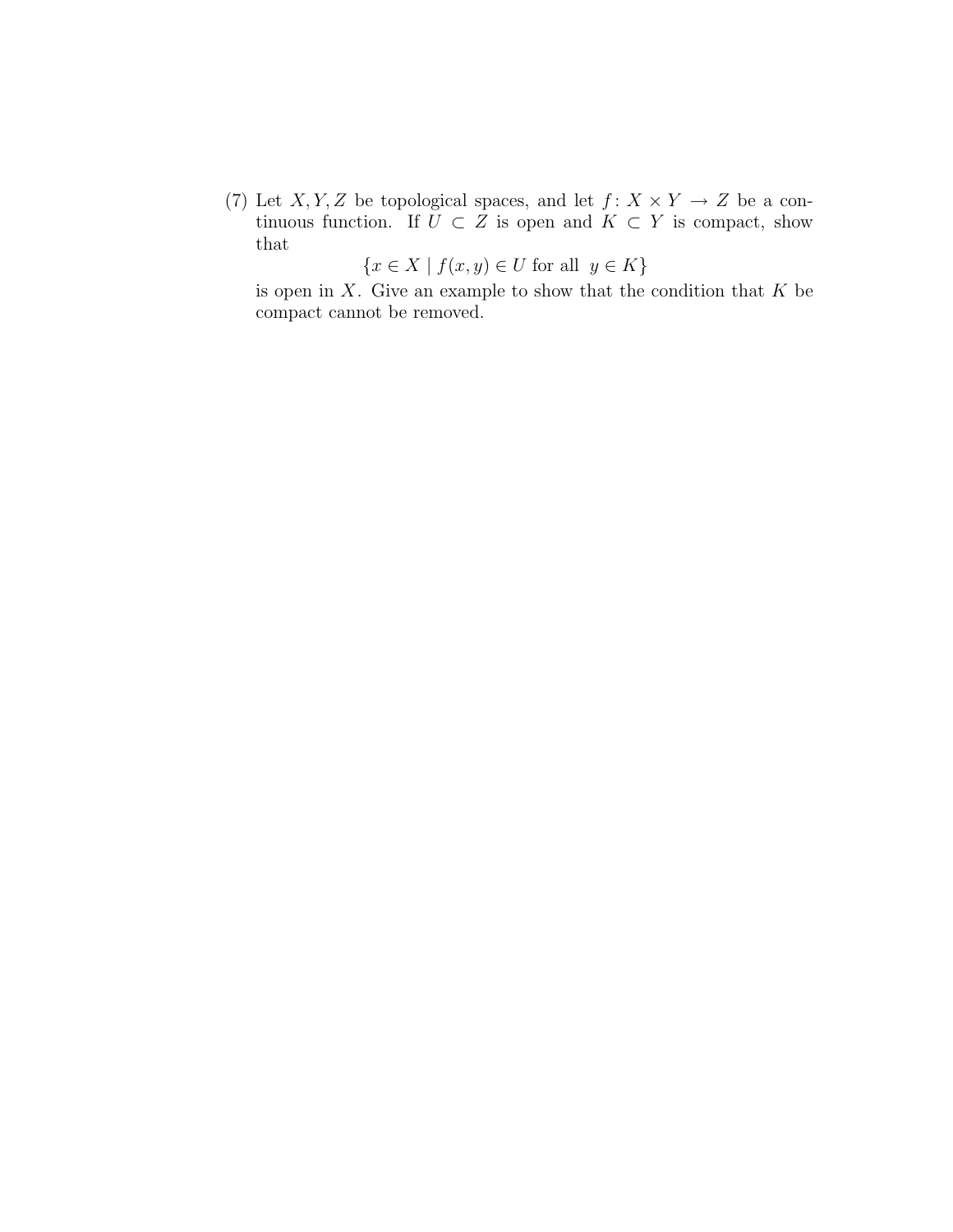(7) Let $X, Y, Z$ be topological spaces, and let $f\colon X \times Y \to Z$ be a continuous function. If $U \subset Z$ is open and $K \subset Y$ is compact, show that

$$\{x \in X \mid f(x, y) \in U \text{ for all } y \in K\}$$

is open in $X$. Give an example to show that the condition that $K$ be compact cannot be removed.